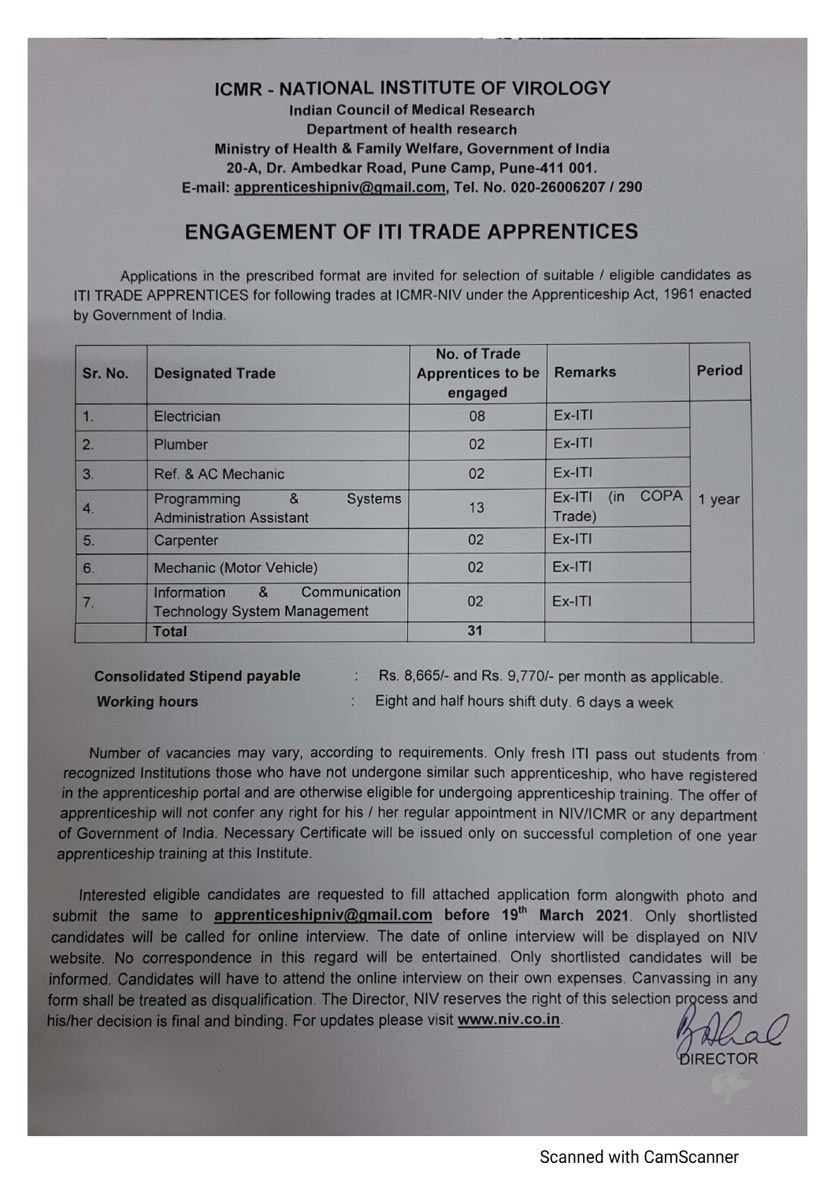# ICMR - NATIONAL INSTITUTE OF VIROLOGY

**Indian Council of Medical Research**
**Department of health research**
**Ministry of Health & Family Welfare, Government of India**
**20-A, Dr. Ambedkar Road, Pune Camp, Pune-411 001.**
**E-mail: apprenticeshipniv@gmail.com, Tel. No. 020-26006207 / 290**

## ENGAGEMENT OF ITI TRADE APPRENTICES

Applications in the prescribed format are invited for selection of suitable / eligible candidates as ITI TRADE APPRENTICES for following trades at ICMR-NIV under the Apprenticeship Act, 1961 enacted by Government of India.

| Sr. No. | Designated Trade | No. of Trade Apprentices to be engaged | Remarks | Period |
|---|---|---|---|---|
| 1. | Electrician | 08 | Ex-ITI | 1 year |
| 2. | Plumber | 02 | Ex-ITI | |
| 3. | Ref. & AC Mechanic | 02 | Ex-ITI | |
| 4. | Programming & Systems Administration Assistant | 13 | Ex-ITI (in COPA Trade) | |
| 5. | Carpenter | 02 | Ex-ITI | |
| 6. | Mechanic (Motor Vehicle) | 02 | Ex-ITI | |
| 7. | Information & Communication Technology System Management | 02 | Ex-ITI | |
| | **Total** | **31** | | |

**Consolidated Stipend payable** : Rs. 8,665/- and Rs. 9,770/- per month as applicable.

**Working hours** : Eight and half hours shift duty. 6 days a week

Number of vacancies may vary, according to requirements. Only fresh ITI pass out students from recognized Institutions those who have not undergone similar such apprenticeship, who have registered in the apprenticeship portal and are otherwise eligible for undergoing apprenticeship training. The offer of apprenticeship will not confer any right for his / her regular appointment in NIV/ICMR or any department of Government of India. Necessary Certificate will be issued only on successful completion of one year apprenticeship training at this Institute.

Interested eligible candidates are requested to fill attached application form alongwith photo and submit the same to **apprenticeshipniv@gmail.com before 19th March 2021**. Only shortlisted candidates will be called for online interview. The date of online interview will be displayed on NIV website. No correspondence in this regard will be entertained. Only shortlisted candidates will be informed. Candidates will have to attend the online interview on their own expenses. Canvassing in any form shall be treated as disqualification. The Director, NIV reserves the right of this selection process and his/her decision is final and binding. For updates please visit **www.niv.co.in**.

DIRECTOR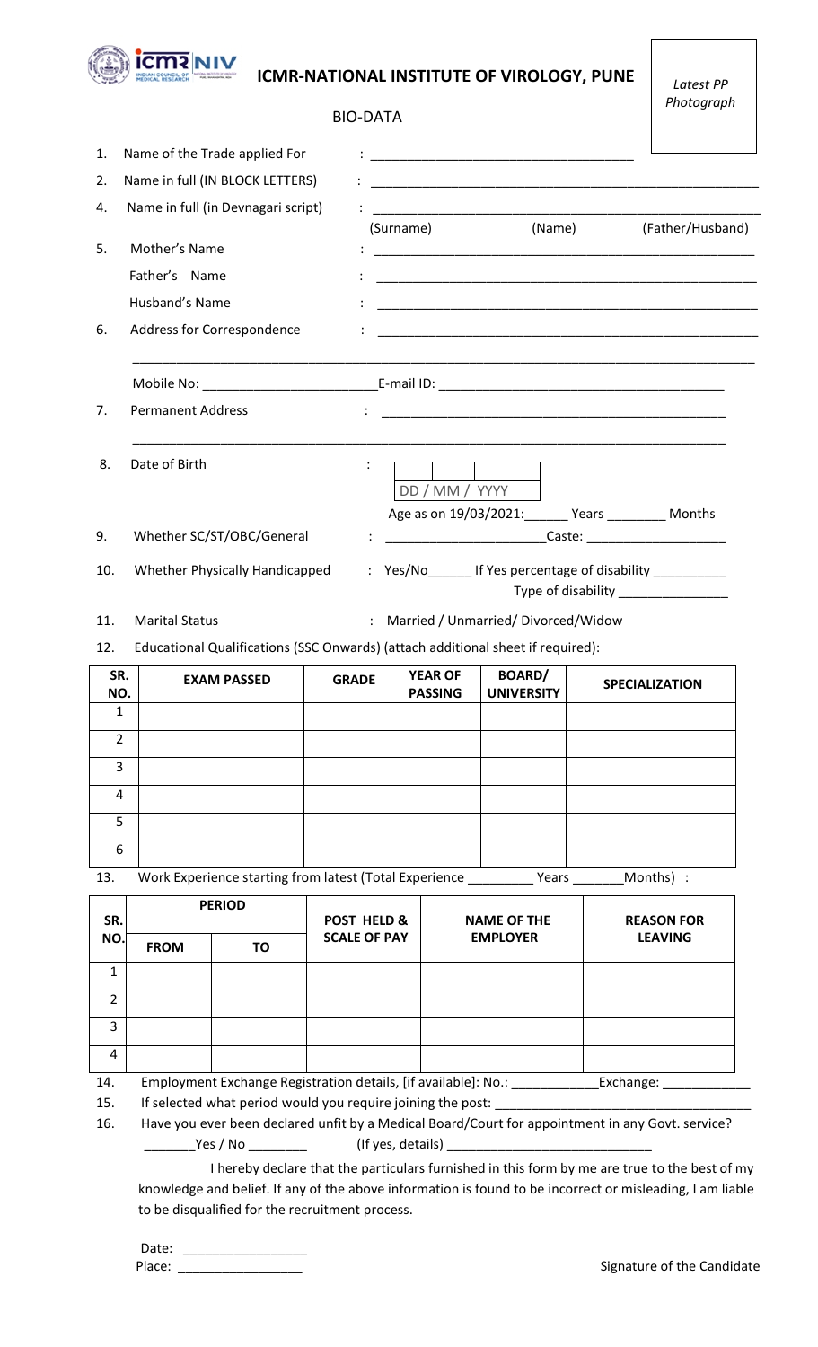# ICMR-NATIONAL INSTITUTE OF VIROLOGY, PUNE

Latest PP Photograph

## BIO-DATA

1. Name of the Trade applied For : ___________________________________
2. Name in full (IN BLOCK LETTERS) : ___________________________________
4. Name in full (in Devnagari script) : ___________________________________
   (Surname) (Name) (Father/Husband)
5. Mother's Name : ___________________________________
   Father's Name : ___________________________________
   Husband's Name : ___________________________________
6. Address for Correspondence : ___________________________________
   ___________________________________
   Mobile No: ________________________ E-mail ID: ___________________________________
7. Permanent Address : ___________________________________
   ___________________________________
8. Date of Birth : DD / MM / YYYY
   Age as on 19/03/2021:______ Years ________ Months
9. Whether SC/ST/OBC/General : _____________________Caste: ___________________
10. Whether Physically Handicapped : Yes/No______ If Yes percentage of disability __________
    Type of disability _______________
11. Marital Status : Married / Unmarried/ Divorced/Widow
12. Educational Qualifications (SSC Onwards) (attach additional sheet if required):

| SR. NO. | EXAM PASSED | GRADE | YEAR OF PASSING | BOARD/ UNIVERSITY | SPECIALIZATION |
|---|---|---|---|---|---|
| 1 | | | | | |
| 2 | | | | | |
| 3 | | | | | |
| 4 | | | | | |
| 5 | | | | | |
| 6 | | | | | |

13. Work Experience starting from latest (Total Experience _________ Years _______Months) :

| SR. NO. | PERIOD | | POST HELD & SCALE OF PAY | NAME OF THE EMPLOYER | REASON FOR LEAVING |
|---|---|---|---|---|---|
| | FROM | TO | | | |
| 1 | | | | | |
| 2 | | | | | |
| 3 | | | | | |
| 4 | | | | | |

14. Employment Exchange Registration details, [if available]: No.: ___________Exchange: ___________
15. If selected what period would you require joining the post: ___________________________________
16. Have you ever been declared unfit by a Medical Board/Court for appointment in any Govt. service?
    _______Yes / No ________ (If yes, details) ___________________________

I hereby declare that the particulars furnished in this form by me are true to the best of my knowledge and belief. If any of the above information is found to be incorrect or misleading, I am liable to be disqualified for the recruitment process.

Date: ________________

Place: _________________

Signature of the Candidate